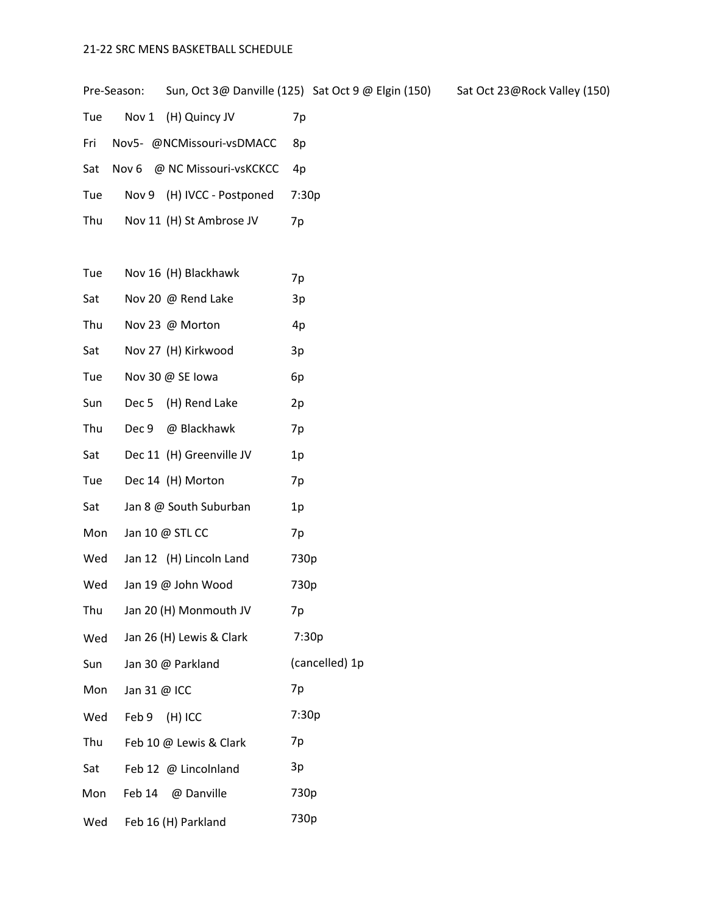21-22 SRC MENS BASKETBALL SCHEDULE

Pre-Season: Sun, Oct 3@ Danville (125) Sat Oct 9 @ Elgin (150) Sat Oct 23@Rock Valley (150)

| | | |
|---|---|---|
| Tue | Nov 1 (H) Quincy JV | 7p |
| Fri | Nov5- @NCMissouri-vsDMACC | 8p |
| Sat | Nov 6 @ NC Missouri-vsKCKCC | 4p |
| Tue | Nov 9 (H) IVCC - Postponed | 7:30p |
| Thu | Nov 11 (H) St Ambrose JV | 7p |
| | | |
| Tue | Nov 16 (H) Blackhawk | 7p |
| Sat | Nov 20 @ Rend Lake | 3p |
| Thu | Nov 23 @ Morton | 4p |
| Sat | Nov 27 (H) Kirkwood | 3p |
| Tue | Nov 30 @ SE Iowa | 6p |
| Sun | Dec 5 (H) Rend Lake | 2p |
| Thu | Dec 9 @ Blackhawk | 7p |
| Sat | Dec 11 (H) Greenville JV | 1p |
| Tue | Dec 14 (H) Morton | 7p |
| Sat | Jan 8 @ South Suburban | 1p |
| Mon | Jan 10 @ STL CC | 7p |
| Wed | Jan 12 (H) Lincoln Land | 730p |
| Wed | Jan 19 @ John Wood | 730p |
| Thu | Jan 20 (H) Monmouth JV | 7p |
| Wed | Jan 26 (H) Lewis & Clark | 7:30p |
| Sun | Jan 30 @ Parkland | (cancelled) 1p |
| Mon | Jan 31 @ ICC | 7p |
| Wed | Feb 9 (H) ICC | 7:30p |
| Thu | Feb 10 @ Lewis & Clark | 7p |
| Sat | Feb 12 @ Lincolnland | 3p |
| Mon | Feb 14 @ Danville | 730p |
| Wed | Feb 16 (H) Parkland | 730p |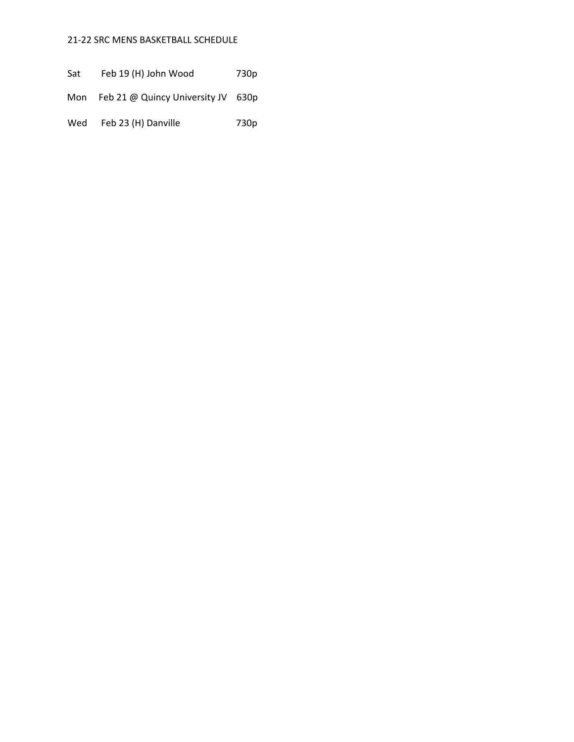21-22 SRC MENS BASKETBALL SCHEDULE

| | | |
|---|---|---|
| Sat | Feb 19 (H) John Wood | 730p |
| Mon | Feb 21 @ Quincy University JV | 630p |
| Wed | Feb 23 (H) Danville | 730p |